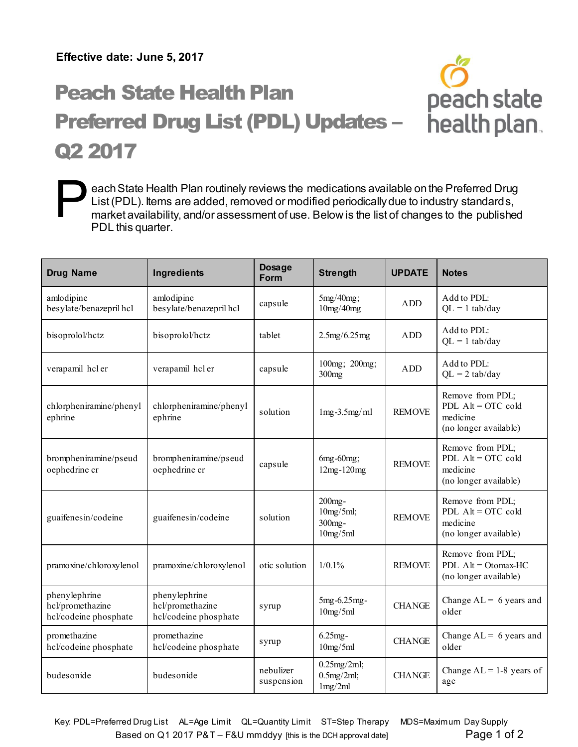**Effective date: June 5, 2017**

# Peach State Health Plan Preferred Drug List (PDL) Updates – Q2 2017

Peach State Health Plan routinely reviews the medications available on the Preferred Drug List (PDL). Items are added, removed or modified periodically due to industry standards, market availability, and/or assessment of use. Below is the list of changes to the published PDL this quarter.

| Drug Name | Ingredients | Dosage Form | Strength | UPDATE | Notes |
|---|---|---|---|---|---|
| amlodipine besylate/benazepril hcl | amlodipine besylate/benazepril hcl | capsule | 5mg/40mg; 10mg/40mg | ADD | Add to PDL: QL = 1 tab/day |
| bisoprolol/hctz | bisoprolol/hctz | tablet | 2.5mg/6.25mg | ADD | Add to PDL: QL = 1 tab/day |
| verapamil hcl er | verapamil hcl er | capsule | 100mg; 200mg; 300mg | ADD | Add to PDL: QL = 2 tab/day |
| chlorpheniramine/phenylephrine | chlorpheniramine/phenylephrine | solution | 1mg-3.5mg/ml | REMOVE | Remove from PDL; PDL Alt = OTC cold medicine (no longer available) |
| brompheniramine/pseudoephedrine cr | brompheniramine/pseudoephedrine cr | capsule | 6mg-60mg; 12mg-120mg | REMOVE | Remove from PDL; PDL Alt = OTC cold medicine (no longer available) |
| guaifenesin/codeine | guaifenesin/codeine | solution | 200mg-10mg/5ml; 300mg-10mg/5ml | REMOVE | Remove from PDL; PDL Alt = OTC cold medicine (no longer available) |
| pramoxine/chloroxylenol | pramoxine/chloroxylenol | otic solution | 1/0.1% | REMOVE | Remove from PDL; PDL Alt = Otomax-HC (no longer available) |
| phenylephrine hcl/promethazine hcl/codeine phosphate | phenylephrine hcl/promethazine hcl/codeine phosphate | syrup | 5mg-6.25mg-10mg/5ml | CHANGE | Change AL = 6 years and older |
| promethazine hcl/codeine phosphate | promethazine hcl/codeine phosphate | syrup | 6.25mg-10mg/5ml | CHANGE | Change AL = 6 years and older |
| budesonide | budesonide | nebulizer suspension | 0.25mg/2ml; 0.5mg/2ml; 1mg/2ml | CHANGE | Change AL = 1-8 years of age |

Key: PDL=Preferred Drug List AL=Age Limit QL=Quantity Limit ST=Step Therapy MDS=Maximum Day Supply

Based on Q1 2017 P&T – F&U mmddyy [this is the DCH approval date]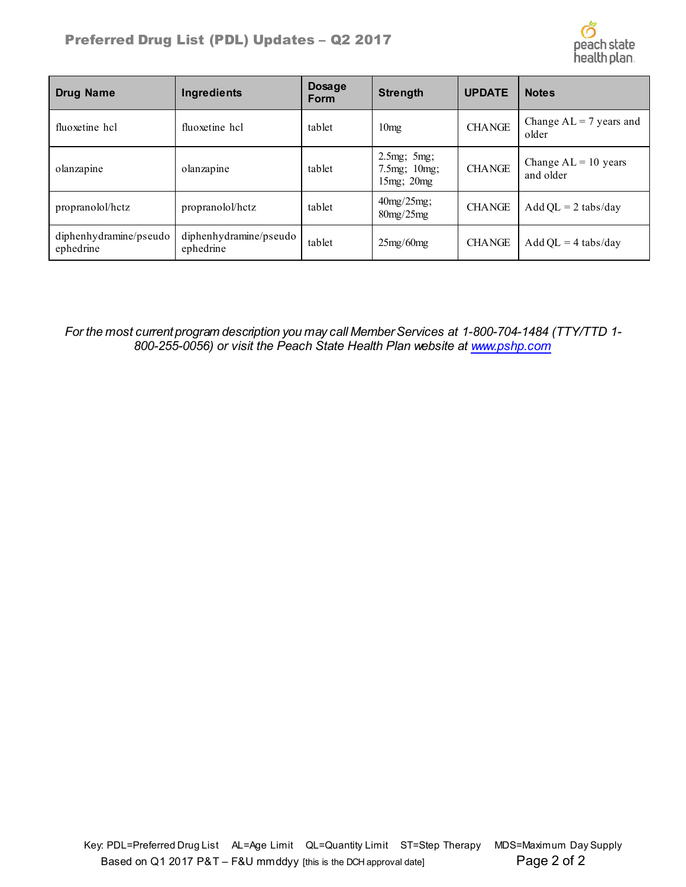| Drug Name | Ingredients | Dosage Form | Strength | UPDATE | Notes |
|---|---|---|---|---|---|
| fluoxetine hcl | fluoxetine hcl | tablet | 10mg | CHANGE | Change AL = 7 years and older |
| olanzapine | olanzapine | tablet | 2.5mg; 5mg; 7.5mg; 10mg; 15mg; 20mg | CHANGE | Change AL = 10 years and older |
| propranolol/hctz | propranolol/hctz | tablet | 40mg/25mg; 80mg/25mg | CHANGE | Add QL = 2 tabs/day |
| diphenhydramine/pseudo ephedrine | diphenhydramine/pseudo ephedrine | tablet | 25mg/60mg | CHANGE | Add QL = 4 tabs/day |

*For the most current program description you may call Member Services at 1-800-704-1484 (TTY/TTD 1-800-255-0056) or visit the Peach State Health Plan website at [www.pshp.com](http://www.pshp.com)*

Key: PDL=Preferred Drug List AL=Age Limit QL=Quantity Limit ST=Step Therapy MDS=Maximum Day Supply

Based on Q1 2017 P&T – F&U mmddyy [this is the DCH approval date]